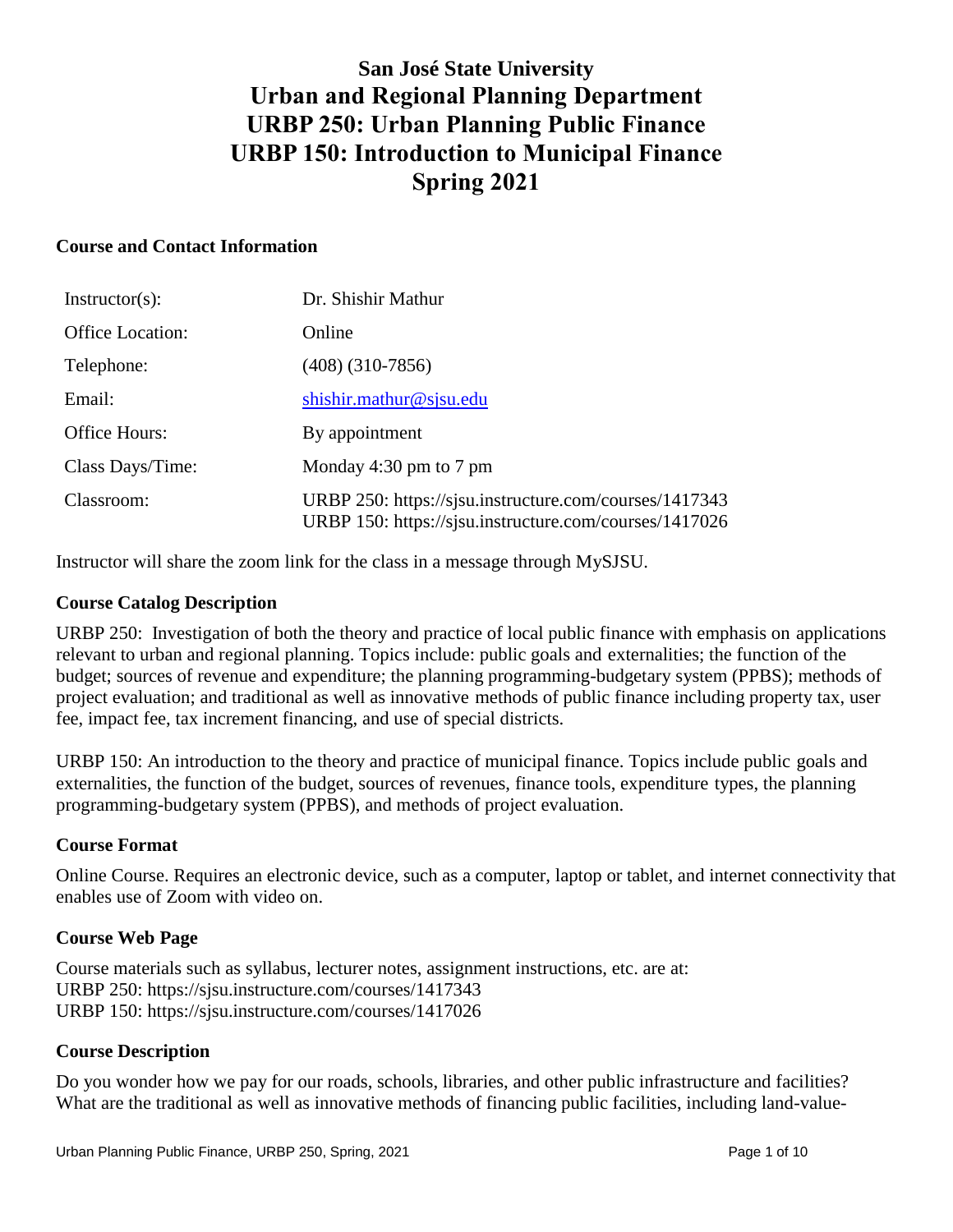# San José State University
# Urban and Regional Planning Department
# URBP 250: Urban Planning Public Finance
# URBP 150: Introduction to Municipal Finance
# Spring 2021

## Course and Contact Information

| | |
|---|---|
| Instructor(s): | Dr. Shishir Mathur |
| Office Location: | Online |
| Telephone: | (408) (310-7856) |
| Email: | shishir.mathur@sjsu.edu |
| Office Hours: | By appointment |
| Class Days/Time: | Monday 4:30 pm to 7 pm |
| Classroom: | URBP 250: https://sjsu.instructure.com/courses/1417343<br>URBP 150: https://sjsu.instructure.com/courses/1417026 |

Instructor will share the zoom link for the class in a message through MySJSU.

## Course Catalog Description

URBP 250: Investigation of both the theory and practice of local public finance with emphasis on applications relevant to urban and regional planning. Topics include: public goals and externalities; the function of the budget; sources of revenue and expenditure; the planning programming-budgetary system (PPBS); methods of project evaluation; and traditional as well as innovative methods of public finance including property tax, user fee, impact fee, tax increment financing, and use of special districts.

URBP 150: An introduction to the theory and practice of municipal finance. Topics include public goals and externalities, the function of the budget, sources of revenues, finance tools, expenditure types, the planning programming-budgetary system (PPBS), and methods of project evaluation.

## Course Format

Online Course. Requires an electronic device, such as a computer, laptop or tablet, and internet connectivity that enables use of Zoom with video on.

## Course Web Page

Course materials such as syllabus, lecturer notes, assignment instructions, etc. are at:
URBP 250: https://sjsu.instructure.com/courses/1417343
URBP 150: https://sjsu.instructure.com/courses/1417026

## Course Description

Do you wonder how we pay for our roads, schools, libraries, and other public infrastructure and facilities? What are the traditional as well as innovative methods of financing public facilities, including land-value-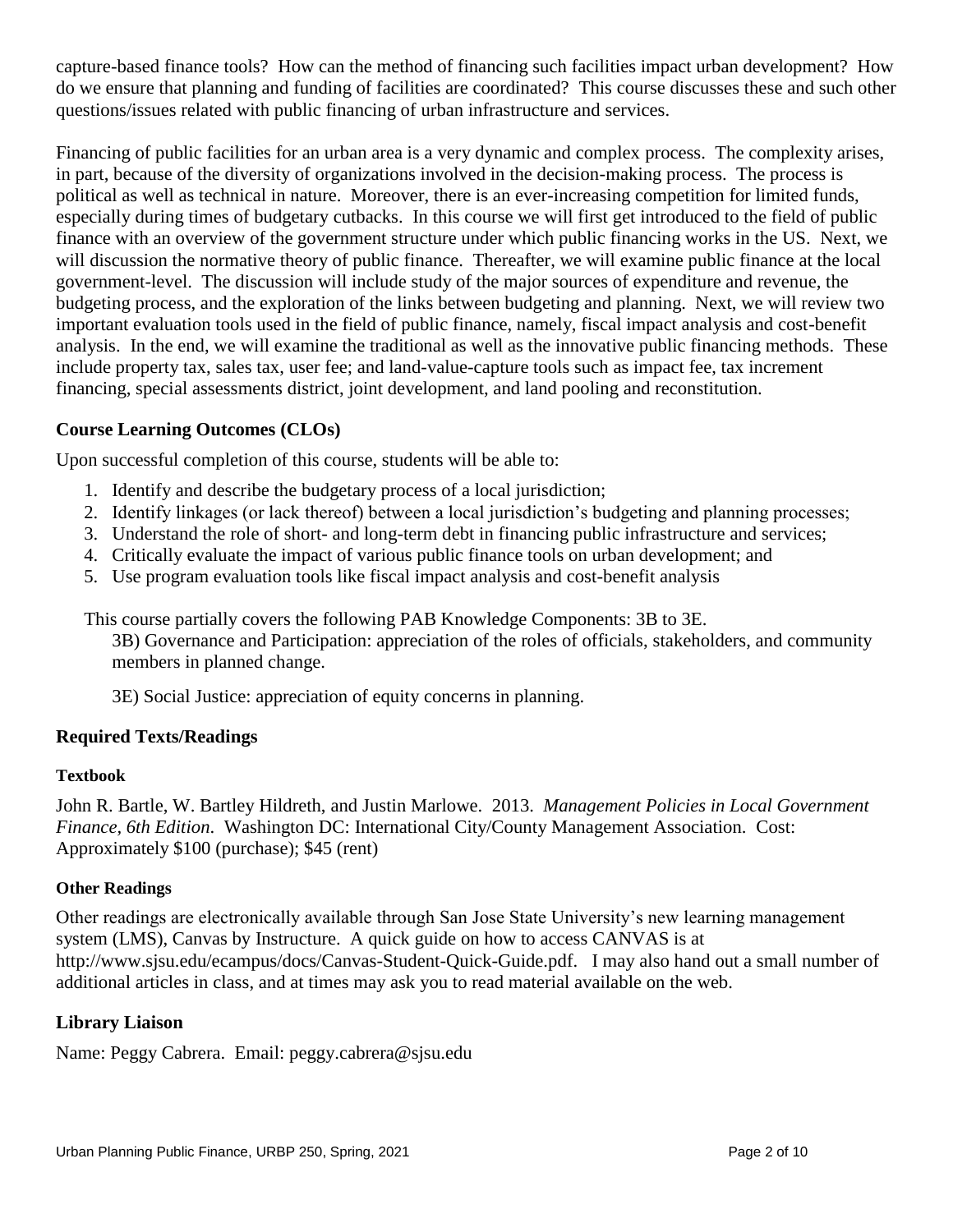capture-based finance tools? How can the method of financing such facilities impact urban development? How do we ensure that planning and funding of facilities are coordinated? This course discusses these and such other questions/issues related with public financing of urban infrastructure and services.

Financing of public facilities for an urban area is a very dynamic and complex process. The complexity arises, in part, because of the diversity of organizations involved in the decision-making process. The process is political as well as technical in nature. Moreover, there is an ever-increasing competition for limited funds, especially during times of budgetary cutbacks. In this course we will first get introduced to the field of public finance with an overview of the government structure under which public financing works in the US. Next, we will discussion the normative theory of public finance. Thereafter, we will examine public finance at the local government-level. The discussion will include study of the major sources of expenditure and revenue, the budgeting process, and the exploration of the links between budgeting and planning. Next, we will review two important evaluation tools used in the field of public finance, namely, fiscal impact analysis and cost-benefit analysis. In the end, we will examine the traditional as well as the innovative public financing methods. These include property tax, sales tax, user fee; and land-value-capture tools such as impact fee, tax increment financing, special assessments district, joint development, and land pooling and reconstitution.

## Course Learning Outcomes (CLOs)

Upon successful completion of this course, students will be able to:

1. Identify and describe the budgetary process of a local jurisdiction;
2. Identify linkages (or lack thereof) between a local jurisdiction's budgeting and planning processes;
3. Understand the role of short- and long-term debt in financing public infrastructure and services;
4. Critically evaluate the impact of various public finance tools on urban development; and
5. Use program evaluation tools like fiscal impact analysis and cost-benefit analysis

This course partially covers the following PAB Knowledge Components: 3B to 3E.

3B) Governance and Participation: appreciation of the roles of officials, stakeholders, and community members in planned change.

3E) Social Justice: appreciation of equity concerns in planning.

## Required Texts/Readings

### Textbook

John R. Bartle, W. Bartley Hildreth, and Justin Marlowe. 2013. *Management Policies in Local Government Finance, 6th Edition*. Washington DC: International City/County Management Association. Cost: Approximately $100 (purchase); $45 (rent)

### Other Readings

Other readings are electronically available through San Jose State University's new learning management system (LMS), Canvas by Instructure. A quick guide on how to access CANVAS is at http://www.sjsu.edu/ecampus/docs/Canvas-Student-Quick-Guide.pdf. I may also hand out a small number of additional articles in class, and at times may ask you to read material available on the web.

## Library Liaison

Name: Peggy Cabrera. Email: peggy.cabrera@sjsu.edu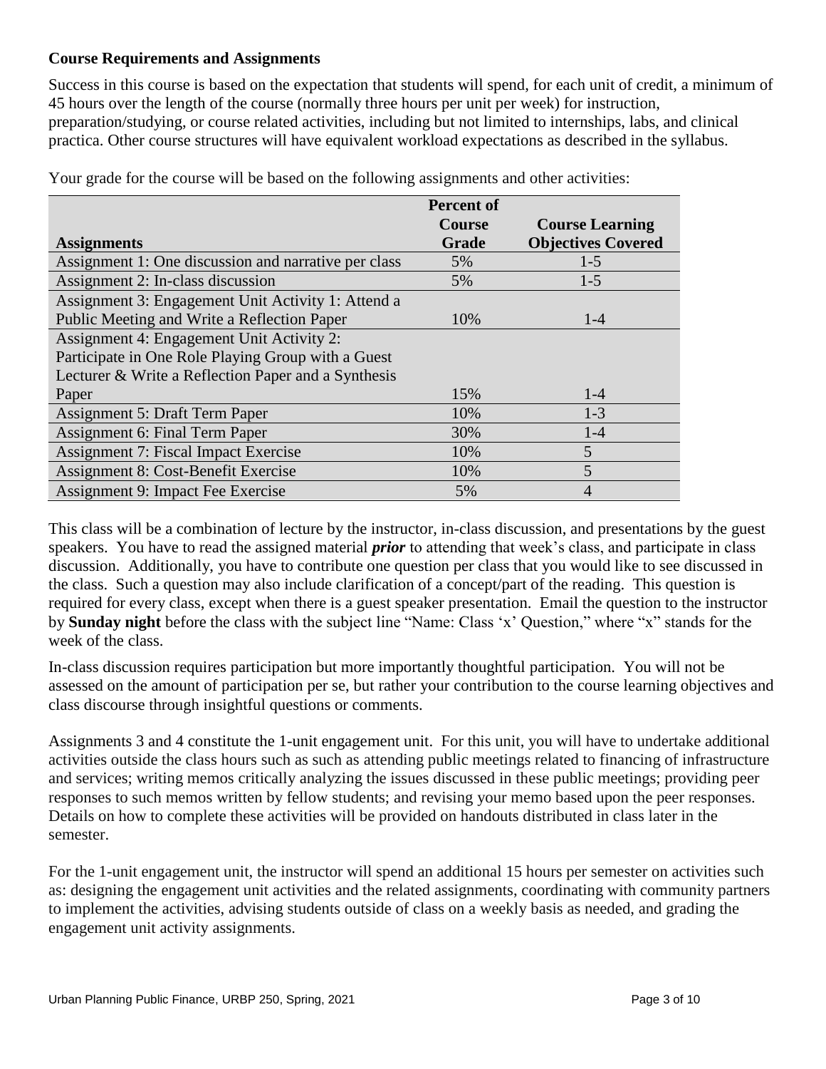### Course Requirements and Assignments

Success in this course is based on the expectation that students will spend, for each unit of credit, a minimum of 45 hours over the length of the course (normally three hours per unit per week) for instruction, preparation/studying, or course related activities, including but not limited to internships, labs, and clinical practica. Other course structures will have equivalent workload expectations as described in the syllabus.

Your grade for the course will be based on the following assignments and other activities:

| Assignments | Percent of Course Grade | Course Learning Objectives Covered |
|---|---|---|
| Assignment 1: One discussion and narrative per class | 5% | 1-5 |
| Assignment 2: In-class discussion | 5% | 1-5 |
| Assignment 3: Engagement Unit Activity 1: Attend a Public Meeting and Write a Reflection Paper | 10% | 1-4 |
| Assignment 4: Engagement Unit Activity 2: Participate in One Role Playing Group with a Guest Lecturer & Write a Reflection Paper and a Synthesis Paper | 15% | 1-4 |
| Assignment 5: Draft Term Paper | 10% | 1-3 |
| Assignment 6: Final Term Paper | 30% | 1-4 |
| Assignment 7: Fiscal Impact Exercise | 10% | 5 |
| Assignment 8: Cost-Benefit Exercise | 10% | 5 |
| Assignment 9: Impact Fee Exercise | 5% | 4 |

This class will be a combination of lecture by the instructor, in-class discussion, and presentations by the guest speakers. You have to read the assigned material ***prior*** to attending that week's class, and participate in class discussion. Additionally, you have to contribute one question per class that you would like to see discussed in the class. Such a question may also include clarification of a concept/part of the reading. This question is required for every class, except when there is a guest speaker presentation. Email the question to the instructor by **Sunday night** before the class with the subject line "Name: Class 'x' Question," where "x" stands for the week of the class.

In-class discussion requires participation but more importantly thoughtful participation. You will not be assessed on the amount of participation per se, but rather your contribution to the course learning objectives and class discourse through insightful questions or comments.

Assignments 3 and 4 constitute the 1-unit engagement unit. For this unit, you will have to undertake additional activities outside the class hours such as such as attending public meetings related to financing of infrastructure and services; writing memos critically analyzing the issues discussed in these public meetings; providing peer responses to such memos written by fellow students; and revising your memo based upon the peer responses. Details on how to complete these activities will be provided on handouts distributed in class later in the semester.

For the 1-unit engagement unit, the instructor will spend an additional 15 hours per semester on activities such as: designing the engagement unit activities and the related assignments, coordinating with community partners to implement the activities, advising students outside of class on a weekly basis as needed, and grading the engagement unit activity assignments.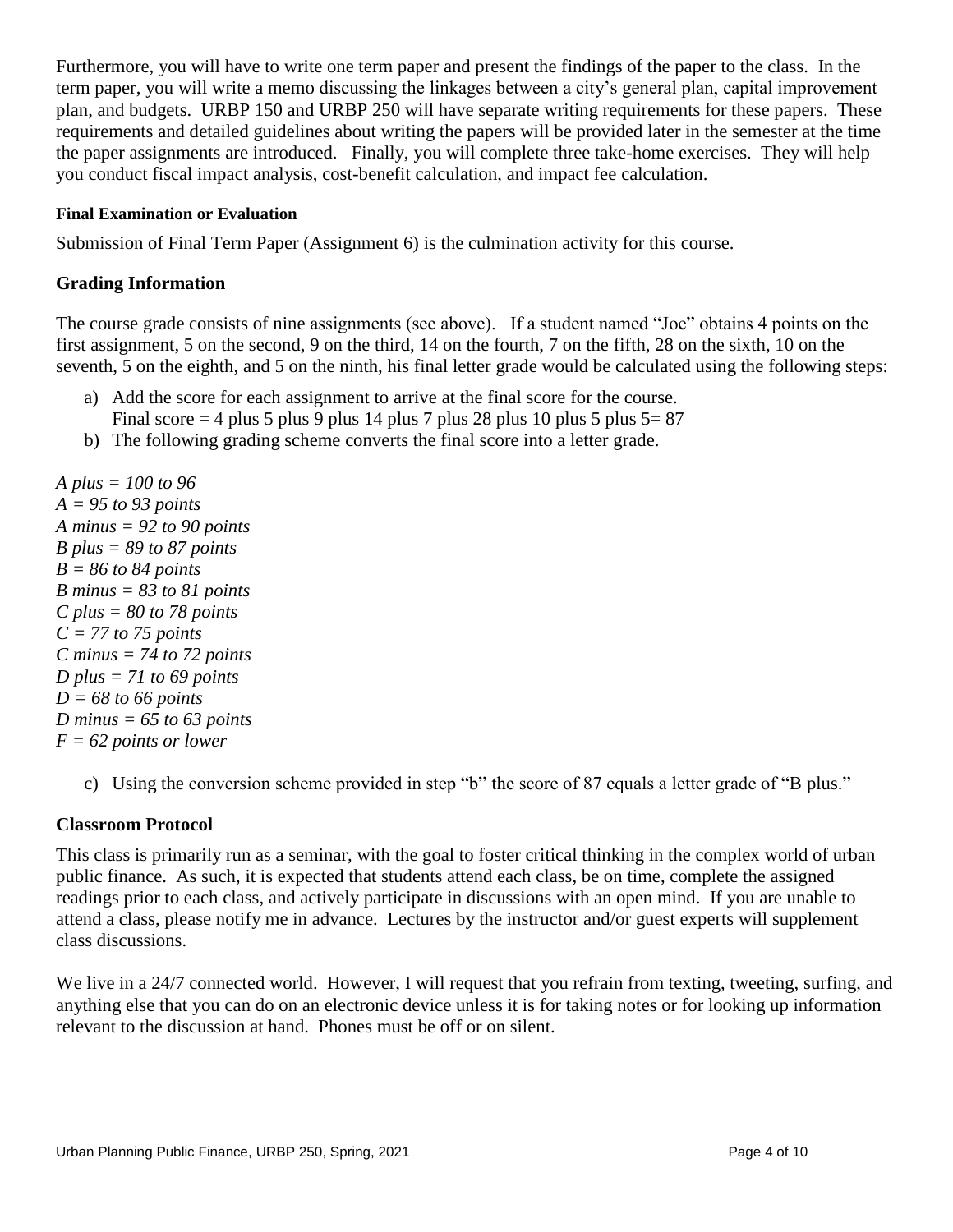Furthermore, you will have to write one term paper and present the findings of the paper to the class. In the term paper, you will write a memo discussing the linkages between a city's general plan, capital improvement plan, and budgets. URBP 150 and URBP 250 will have separate writing requirements for these papers. These requirements and detailed guidelines about writing the papers will be provided later in the semester at the time the paper assignments are introduced. Finally, you will complete three take-home exercises. They will help you conduct fiscal impact analysis, cost-benefit calculation, and impact fee calculation.

#### Final Examination or Evaluation

Submission of Final Term Paper (Assignment 6) is the culmination activity for this course.

### Grading Information

The course grade consists of nine assignments (see above). If a student named "Joe" obtains 4 points on the first assignment, 5 on the second, 9 on the third, 14 on the fourth, 7 on the fifth, 28 on the sixth, 10 on the seventh, 5 on the eighth, and 5 on the ninth, his final letter grade would be calculated using the following steps:

a) Add the score for each assignment to arrive at the final score for the course.
   Final score = 4 plus 5 plus 9 plus 14 plus 7 plus 28 plus 10 plus 5 plus 5= 87
b) The following grading scheme converts the final score into a letter grade.

*A plus = 100 to 96*
*A = 95 to 93 points*
*A minus = 92 to 90 points*
*B plus = 89 to 87 points*
*B = 86 to 84 points*
*B minus = 83 to 81 points*
*C plus = 80 to 78 points*
*C = 77 to 75 points*
*C minus = 74 to 72 points*
*D plus = 71 to 69 points*
*D = 68 to 66 points*
*D minus = 65 to 63 points*
*F = 62 points or lower*

c) Using the conversion scheme provided in step "b" the score of 87 equals a letter grade of "B plus."

### Classroom Protocol

This class is primarily run as a seminar, with the goal to foster critical thinking in the complex world of urban public finance. As such, it is expected that students attend each class, be on time, complete the assigned readings prior to each class, and actively participate in discussions with an open mind. If you are unable to attend a class, please notify me in advance. Lectures by the instructor and/or guest experts will supplement class discussions.

We live in a 24/7 connected world. However, I will request that you refrain from texting, tweeting, surfing, and anything else that you can do on an electronic device unless it is for taking notes or for looking up information relevant to the discussion at hand. Phones must be off or on silent.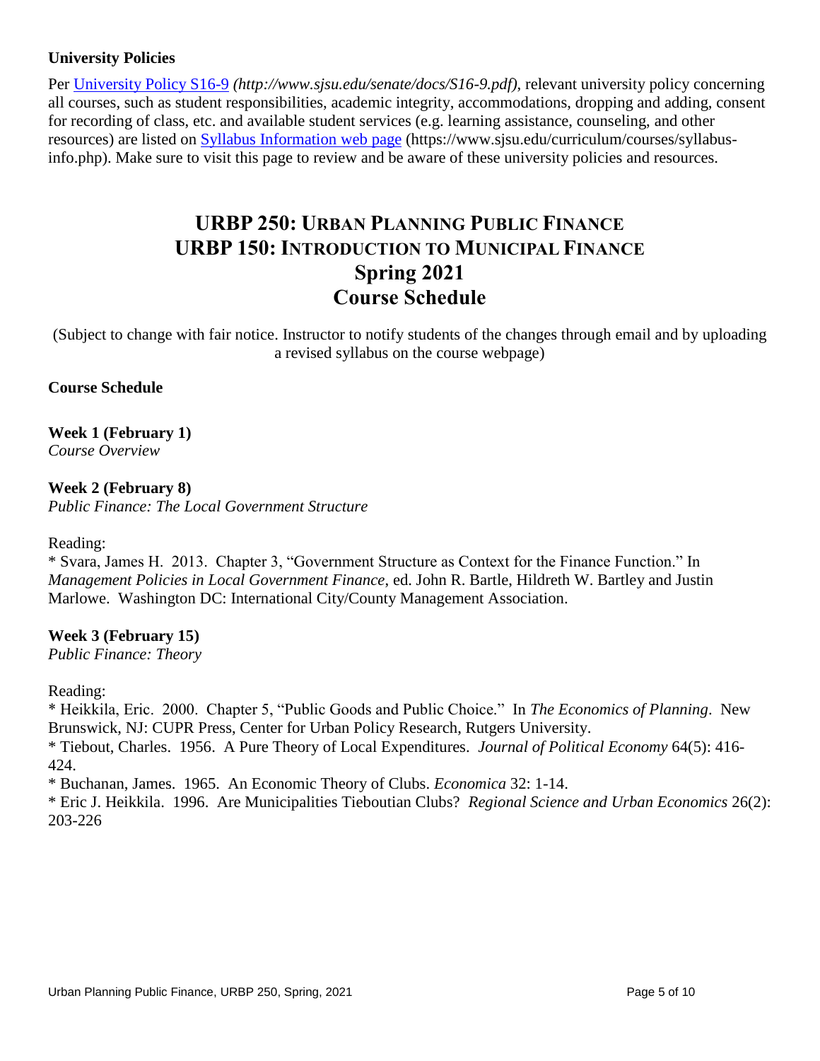### University Policies

Per [University Policy S16-9](http://www.sjsu.edu/senate/docs/S16-9.pdf) *(http://www.sjsu.edu/senate/docs/S16-9.pdf)*, relevant university policy concerning all courses, such as student responsibilities, academic integrity, accommodations, dropping and adding, consent for recording of class, etc. and available student services (e.g. learning assistance, counseling, and other resources) are listed on [Syllabus Information web page](https://www.sjsu.edu/curriculum/courses/syllabus-info.php) (https://www.sjsu.edu/curriculum/courses/syllabus-info.php). Make sure to visit this page to review and be aware of these university policies and resources.

# URBP 250: Urban Planning Public Finance
# URBP 150: Introduction to Municipal Finance
# Spring 2021
# Course Schedule

(Subject to change with fair notice. Instructor to notify students of the changes through email and by uploading a revised syllabus on the course webpage)

### Course Schedule

**Week 1 (February 1)**
*Course Overview*

**Week 2 (February 8)**
*Public Finance: The Local Government Structure*

Reading:
* Svara, James H. 2013. Chapter 3, "Government Structure as Context for the Finance Function." In *Management Policies in Local Government Finance*, ed. John R. Bartle, Hildreth W. Bartley and Justin Marlowe. Washington DC: International City/County Management Association.

**Week 3 (February 15)**
*Public Finance: Theory*

Reading:
* Heikkila, Eric. 2000. Chapter 5, "Public Goods and Public Choice." In *The Economics of Planning*. New Brunswick, NJ: CUPR Press, Center for Urban Policy Research, Rutgers University.
* Tiebout, Charles. 1956. A Pure Theory of Local Expenditures. *Journal of Political Economy* 64(5): 416-424.
* Buchanan, James. 1965. An Economic Theory of Clubs. *Economica* 32: 1-14.
* Eric J. Heikkila. 1996. Are Municipalities Tieboutian Clubs? *Regional Science and Urban Economics* 26(2): 203-226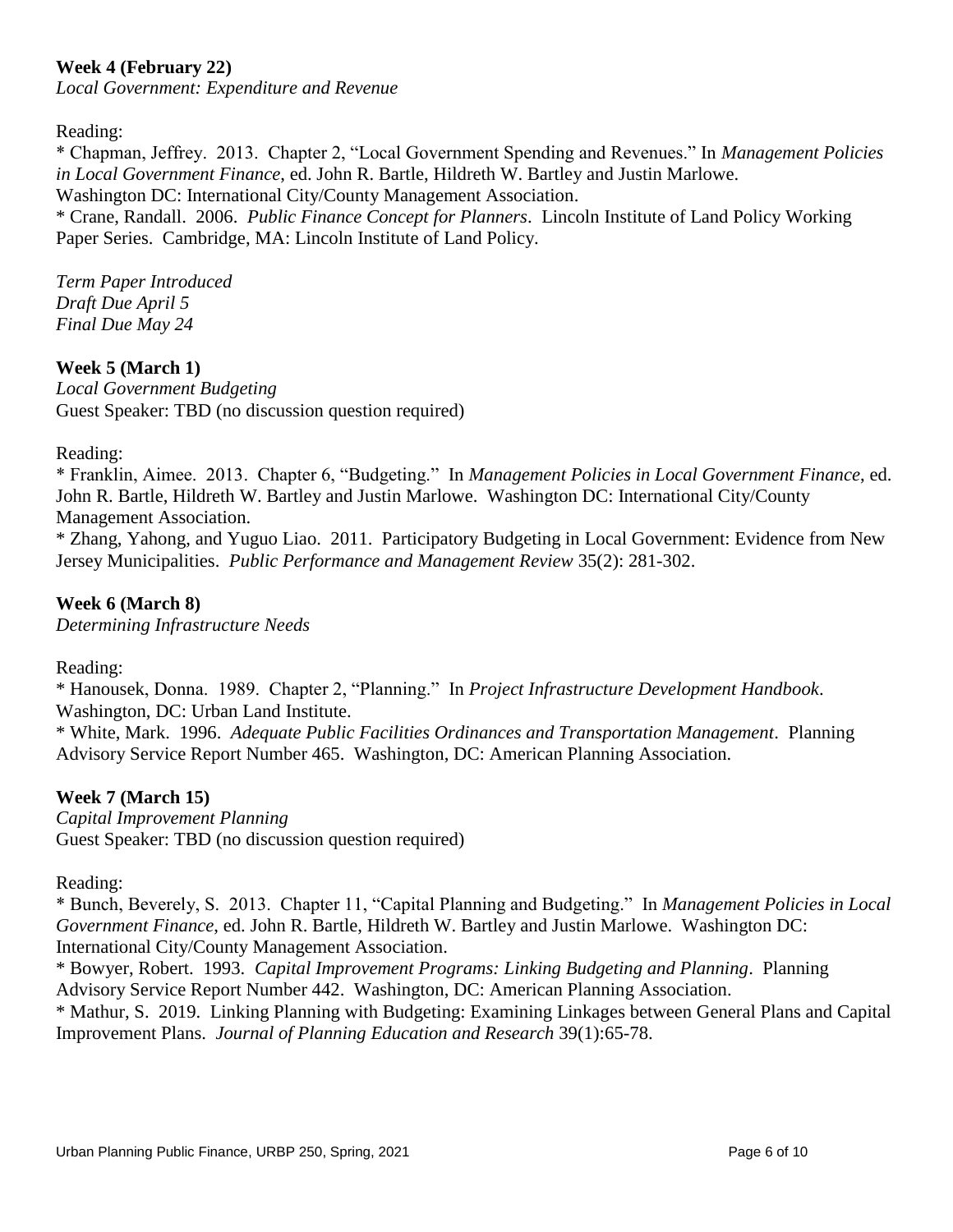**Week 4 (February 22)**
*Local Government: Expenditure and Revenue*

Reading:
* Chapman, Jeffrey. 2013. Chapter 2, "Local Government Spending and Revenues." In *Management Policies in Local Government Finance*, ed. John R. Bartle, Hildreth W. Bartley and Justin Marlowe. Washington DC: International City/County Management Association.
* Crane, Randall. 2006. *Public Finance Concept for Planners*. Lincoln Institute of Land Policy Working Paper Series. Cambridge, MA: Lincoln Institute of Land Policy.

*Term Paper Introduced*
*Draft Due April 5*
*Final Due May 24*

**Week 5 (March 1)**
*Local Government Budgeting*
Guest Speaker: TBD (no discussion question required)

Reading:
* Franklin, Aimee. 2013. Chapter 6, "Budgeting." In *Management Policies in Local Government Finance*, ed. John R. Bartle, Hildreth W. Bartley and Justin Marlowe. Washington DC: International City/County Management Association.
* Zhang, Yahong, and Yuguo Liao. 2011. Participatory Budgeting in Local Government: Evidence from New Jersey Municipalities. *Public Performance and Management Review* 35(2): 281-302.

**Week 6 (March 8)**
*Determining Infrastructure Needs*

Reading:
* Hanousek, Donna. 1989. Chapter 2, "Planning." In *Project Infrastructure Development Handbook*. Washington, DC: Urban Land Institute.
* White, Mark. 1996. *Adequate Public Facilities Ordinances and Transportation Management*. Planning Advisory Service Report Number 465. Washington, DC: American Planning Association.

**Week 7 (March 15)**
*Capital Improvement Planning*
Guest Speaker: TBD (no discussion question required)

Reading:
* Bunch, Beverely, S. 2013. Chapter 11, "Capital Planning and Budgeting." In *Management Policies in Local Government Finance*, ed. John R. Bartle, Hildreth W. Bartley and Justin Marlowe. Washington DC: International City/County Management Association.
* Bowyer, Robert. 1993. *Capital Improvement Programs: Linking Budgeting and Planning*. Planning Advisory Service Report Number 442. Washington, DC: American Planning Association.
* Mathur, S. 2019. Linking Planning with Budgeting: Examining Linkages between General Plans and Capital Improvement Plans. *Journal of Planning Education and Research* 39(1):65-78.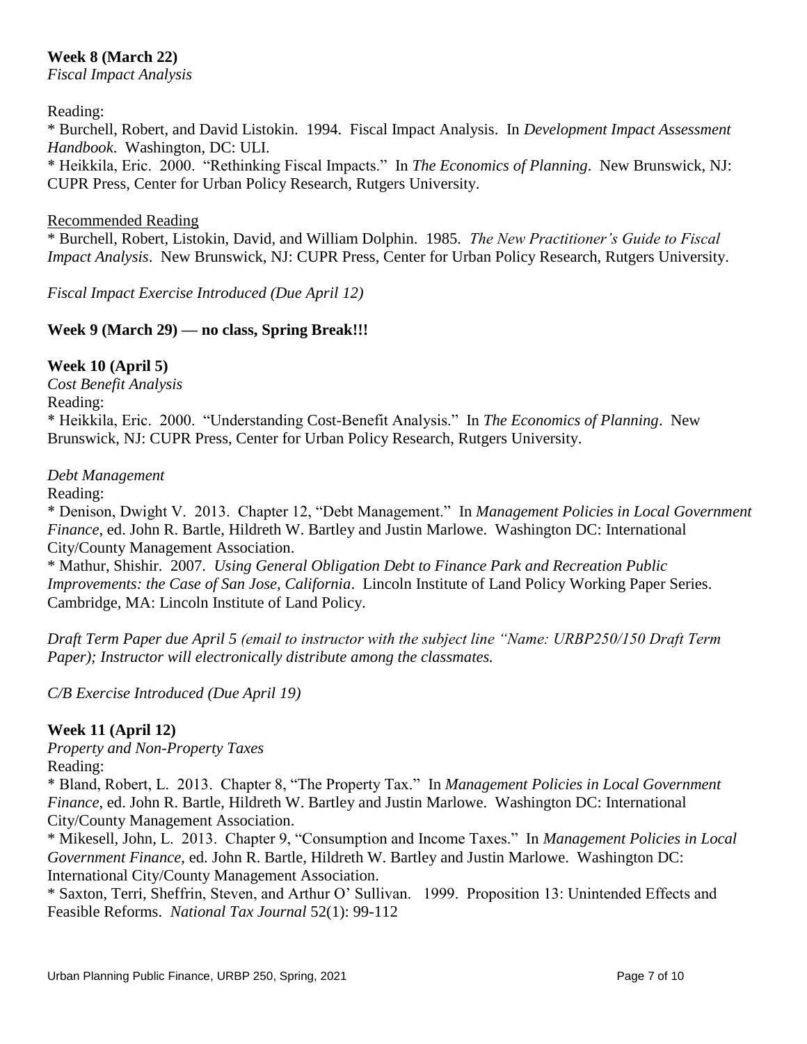**Week 8 (March 22)**
*Fiscal Impact Analysis*

Reading:
* Burchell, Robert, and David Listokin. 1994. Fiscal Impact Analysis. In *Development Impact Assessment Handbook*. Washington, DC: ULI.
* Heikkila, Eric. 2000. "Rethinking Fiscal Impacts." In *The Economics of Planning*. New Brunswick, NJ: CUPR Press, Center for Urban Policy Research, Rutgers University.

Recommended Reading
* Burchell, Robert, Listokin, David, and William Dolphin. 1985. *The New Practitioner's Guide to Fiscal Impact Analysis*. New Brunswick, NJ: CUPR Press, Center for Urban Policy Research, Rutgers University.

*Fiscal Impact Exercise Introduced (Due April 12)*

**Week 9 (March 29) — no class, Spring Break!!!**

**Week 10 (April 5)**
*Cost Benefit Analysis*
Reading:
* Heikkila, Eric. 2000. "Understanding Cost-Benefit Analysis." In *The Economics of Planning*. New Brunswick, NJ: CUPR Press, Center for Urban Policy Research, Rutgers University.

*Debt Management*
Reading:
* Denison, Dwight V. 2013. Chapter 12, "Debt Management." In *Management Policies in Local Government Finance*, ed. John R. Bartle, Hildreth W. Bartley and Justin Marlowe. Washington DC: International City/County Management Association.
* Mathur, Shishir. 2007. *Using General Obligation Debt to Finance Park and Recreation Public Improvements: the Case of San Jose, California*. Lincoln Institute of Land Policy Working Paper Series. Cambridge, MA: Lincoln Institute of Land Policy.

*Draft Term Paper due April 5 (email to instructor with the subject line "Name: URBP250/150 Draft Term Paper); Instructor will electronically distribute among the classmates.*

*C/B Exercise Introduced (Due April 19)*

**Week 11 (April 12)**
*Property and Non-Property Taxes*
Reading:
* Bland, Robert, L. 2013. Chapter 8, "The Property Tax." In *Management Policies in Local Government Finance*, ed. John R. Bartle, Hildreth W. Bartley and Justin Marlowe. Washington DC: International City/County Management Association.
* Mikesell, John, L. 2013. Chapter 9, "Consumption and Income Taxes." In *Management Policies in Local Government Finance*, ed. John R. Bartle, Hildreth W. Bartley and Justin Marlowe. Washington DC: International City/County Management Association.
* Saxton, Terri, Sheffrin, Steven, and Arthur O' Sullivan. 1999. Proposition 13: Unintended Effects and Feasible Reforms. *National Tax Journal* 52(1): 99-112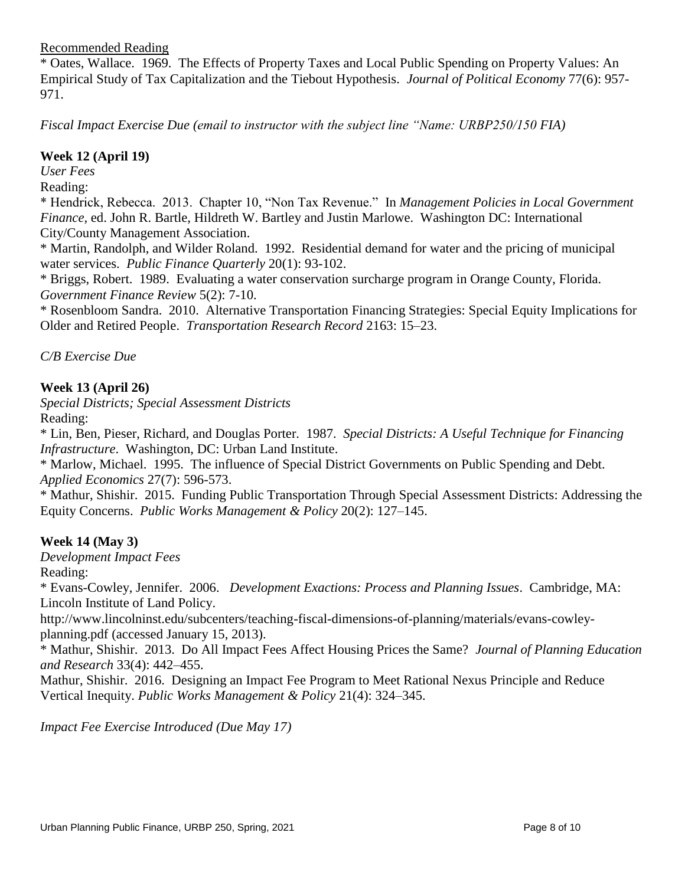<u>Recommended Reading</u>

* Oates, Wallace. 1969. The Effects of Property Taxes and Local Public Spending on Property Values: An Empirical Study of Tax Capitalization and the Tiebout Hypothesis. *Journal of Political Economy* 77(6): 957-971.

*Fiscal Impact Exercise Due (email to instructor with the subject line "Name: URBP250/150 FIA)*

**Week 12 (April 19)**

*User Fees*

Reading:

* Hendrick, Rebecca. 2013. Chapter 10, "Non Tax Revenue." In *Management Policies in Local Government Finance*, ed. John R. Bartle, Hildreth W. Bartley and Justin Marlowe. Washington DC: International City/County Management Association.

* Martin, Randolph, and Wilder Roland. 1992. Residential demand for water and the pricing of municipal water services. *Public Finance Quarterly* 20(1): 93-102.

* Briggs, Robert. 1989. Evaluating a water conservation surcharge program in Orange County, Florida. *Government Finance Review* 5(2): 7-10.

* Rosenbloom Sandra. 2010. Alternative Transportation Financing Strategies: Special Equity Implications for Older and Retired People. *Transportation Research Record* 2163: 15–23.

*C/B Exercise Due*

**Week 13 (April 26)**

*Special Districts; Special Assessment Districts*

Reading:

* Lin, Ben, Pieser, Richard, and Douglas Porter. 1987. *Special Districts: A Useful Technique for Financing Infrastructure*. Washington, DC: Urban Land Institute.

* Marlow, Michael. 1995. The influence of Special District Governments on Public Spending and Debt. *Applied Economics* 27(7): 596-573.

* Mathur, Shishir. 2015. Funding Public Transportation Through Special Assessment Districts: Addressing the Equity Concerns. *Public Works Management & Policy* 20(2): 127–145.

**Week 14 (May 3)**

*Development Impact Fees*

Reading:

* Evans-Cowley, Jennifer. 2006. *Development Exactions: Process and Planning Issues*. Cambridge, MA: Lincoln Institute of Land Policy.
http://www.lincolninst.edu/subcenters/teaching-fiscal-dimensions-of-planning/materials/evans-cowley-planning.pdf (accessed January 15, 2013).

* Mathur, Shishir. 2013. Do All Impact Fees Affect Housing Prices the Same? *Journal of Planning Education and Research* 33(4): 442–455.

Mathur, Shishir. 2016. Designing an Impact Fee Program to Meet Rational Nexus Principle and Reduce Vertical Inequity. *Public Works Management & Policy* 21(4): 324–345.

*Impact Fee Exercise Introduced (Due May 17)*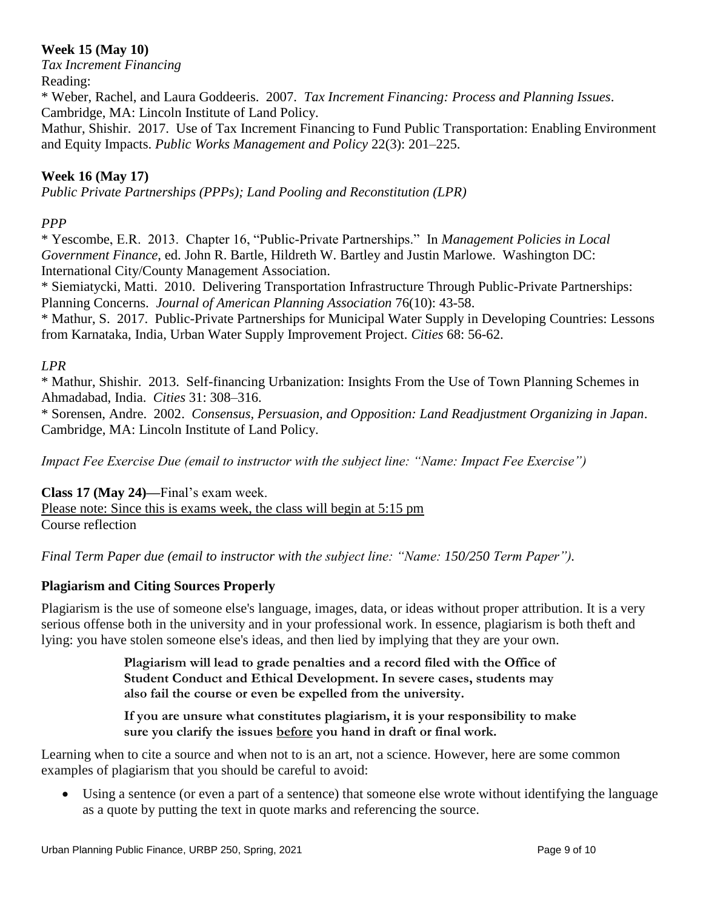**Week 15 (May 10)**

*Tax Increment Financing*

Reading:

* Weber, Rachel, and Laura Goddeeris. 2007. *Tax Increment Financing: Process and Planning Issues*. Cambridge, MA: Lincoln Institute of Land Policy.

Mathur, Shishir. 2017. Use of Tax Increment Financing to Fund Public Transportation: Enabling Environment and Equity Impacts. *Public Works Management and Policy* 22(3): 201–225.

**Week 16 (May 17)**

*Public Private Partnerships (PPPs); Land Pooling and Reconstitution (LPR)*

*PPP*

* Yescombe, E.R. 2013. Chapter 16, "Public-Private Partnerships." In *Management Policies in Local Government Finance*, ed. John R. Bartle, Hildreth W. Bartley and Justin Marlowe. Washington DC: International City/County Management Association.

* Siemiatycki, Matti. 2010. Delivering Transportation Infrastructure Through Public-Private Partnerships: Planning Concerns. *Journal of American Planning Association* 76(10): 43-58.

* Mathur, S. 2017. Public-Private Partnerships for Municipal Water Supply in Developing Countries: Lessons from Karnataka, India, Urban Water Supply Improvement Project. *Cities* 68: 56-62.

*LPR*

* Mathur, Shishir. 2013. Self-financing Urbanization: Insights From the Use of Town Planning Schemes in Ahmadabad, India. *Cities* 31: 308–316.

* Sorensen, Andre. 2002. *Consensus, Persuasion, and Opposition: Land Readjustment Organizing in Japan*. Cambridge, MA: Lincoln Institute of Land Policy.

*Impact Fee Exercise Due (email to instructor with the subject line: "Name: Impact Fee Exercise")*

**Class 17 (May 24)—**Final's exam week.

<u>Please note: Since this is exams week, the class will begin at 5:15 pm</u>

Course reflection

*Final Term Paper due (email to instructor with the subject line: "Name: 150/250 Term Paper").*

**Plagiarism and Citing Sources Properly**

Plagiarism is the use of someone else's language, images, data, or ideas without proper attribution. It is a very serious offense both in the university and in your professional work. In essence, plagiarism is both theft and lying: you have stolen someone else's ideas, and then lied by implying that they are your own.

> **Plagiarism will lead to grade penalties and a record filed with the Office of Student Conduct and Ethical Development. In severe cases, students may also fail the course or even be expelled from the university.**
>
> **If you are unsure what constitutes plagiarism, it is your responsibility to make sure you clarify the issues <u>before</u> you hand in draft or final work.**

Learning when to cite a source and when not to is an art, not a science. However, here are some common examples of plagiarism that you should be careful to avoid:

- Using a sentence (or even a part of a sentence) that someone else wrote without identifying the language as a quote by putting the text in quote marks and referencing the source.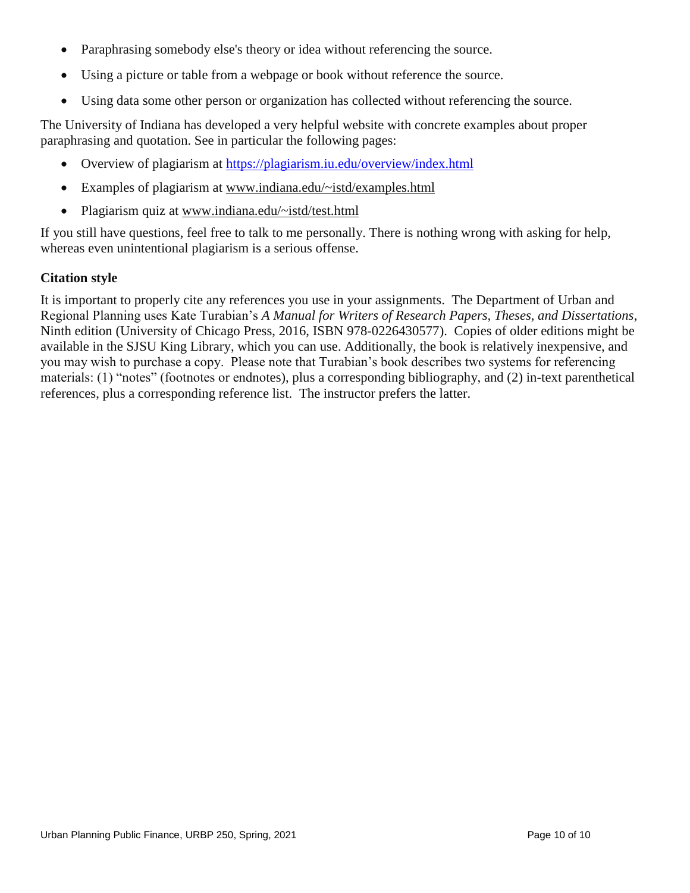- Paraphrasing somebody else's theory or idea without referencing the source.
- Using a picture or table from a webpage or book without reference the source.
- Using data some other person or organization has collected without referencing the source.

The University of Indiana has developed a very helpful website with concrete examples about proper paraphrasing and quotation. See in particular the following pages:

- Overview of plagiarism at https://plagiarism.iu.edu/overview/index.html
- Examples of plagiarism at www.indiana.edu/~istd/examples.html
- Plagiarism quiz at www.indiana.edu/~istd/test.html

If you still have questions, feel free to talk to me personally. There is nothing wrong with asking for help, whereas even unintentional plagiarism is a serious offense.

**Citation style**

It is important to properly cite any references you use in your assignments. The Department of Urban and Regional Planning uses Kate Turabian's *A Manual for Writers of Research Papers, Theses, and Dissertations*, Ninth edition (University of Chicago Press, 2016, ISBN 978-0226430577). Copies of older editions might be available in the SJSU King Library, which you can use. Additionally, the book is relatively inexpensive, and you may wish to purchase a copy. Please note that Turabian's book describes two systems for referencing materials: (1) "notes" (footnotes or endnotes), plus a corresponding bibliography, and (2) in-text parenthetical references, plus a corresponding reference list. The instructor prefers the latter.